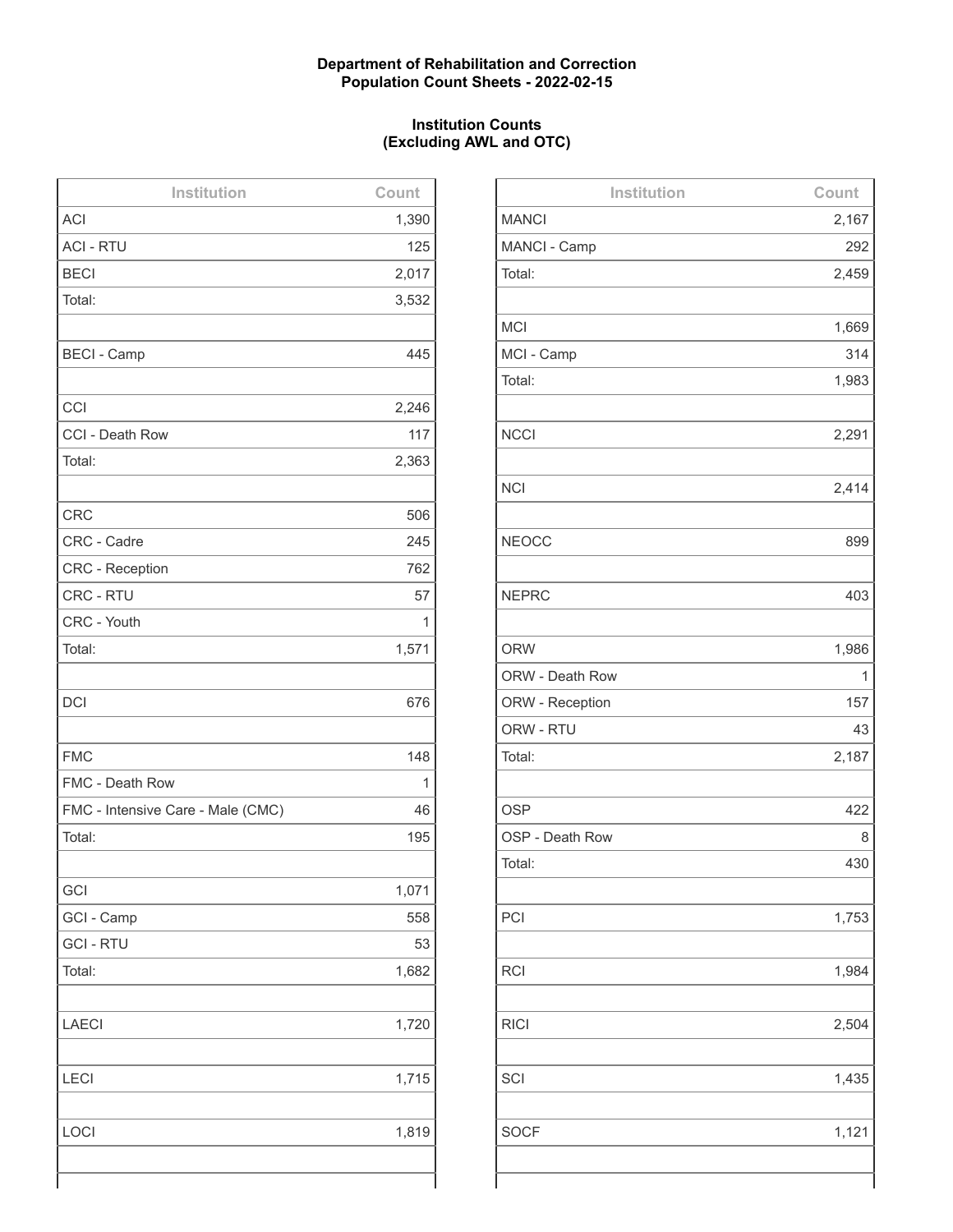**Department of Rehabilitation and Correction**
**Population Count Sheets - 2022-02-15**

**Institution Counts**
**(Excluding AWL and OTC)**

| Institution | Count |
|---|---|
| ACI | 1,390 |
| ACI - RTU | 125 |
| BECI | 2,017 |
| Total: | 3,532 |
| | |
| BECI - Camp | 445 |
| | |
| CCI | 2,246 |
| CCI - Death Row | 117 |
| Total: | 2,363 |
| | |
| CRC | 506 |
| CRC - Cadre | 245 |
| CRC - Reception | 762 |
| CRC - RTU | 57 |
| CRC - Youth | 1 |
| Total: | 1,571 |
| | |
| DCI | 676 |
| | |
| FMC | 148 |
| FMC - Death Row | 1 |
| FMC - Intensive Care - Male (CMC) | 46 |
| Total: | 195 |
| | |
| GCI | 1,071 |
| GCI - Camp | 558 |
| GCI - RTU | 53 |
| Total: | 1,682 |
| | |
| LAECI | 1,720 |
| | |
| LECI | 1,715 |
| | |
| LOCI | 1,819 |

| Institution | Count |
|---|---|
| MANCI | 2,167 |
| MANCI - Camp | 292 |
| Total: | 2,459 |
| | |
| MCI | 1,669 |
| MCI - Camp | 314 |
| Total: | 1,983 |
| | |
| NCCI | 2,291 |
| | |
| NCI | 2,414 |
| | |
| NEOCC | 899 |
| | |
| NEPRC | 403 |
| | |
| ORW | 1,986 |
| ORW - Death Row | 1 |
| ORW - Reception | 157 |
| ORW - RTU | 43 |
| Total: | 2,187 |
| | |
| OSP | 422 |
| OSP - Death Row | 8 |
| Total: | 430 |
| | |
| PCI | 1,753 |
| | |
| RCI | 1,984 |
| | |
| RICI | 2,504 |
| | |
| SCI | 1,435 |
| | |
| SOCF | 1,121 |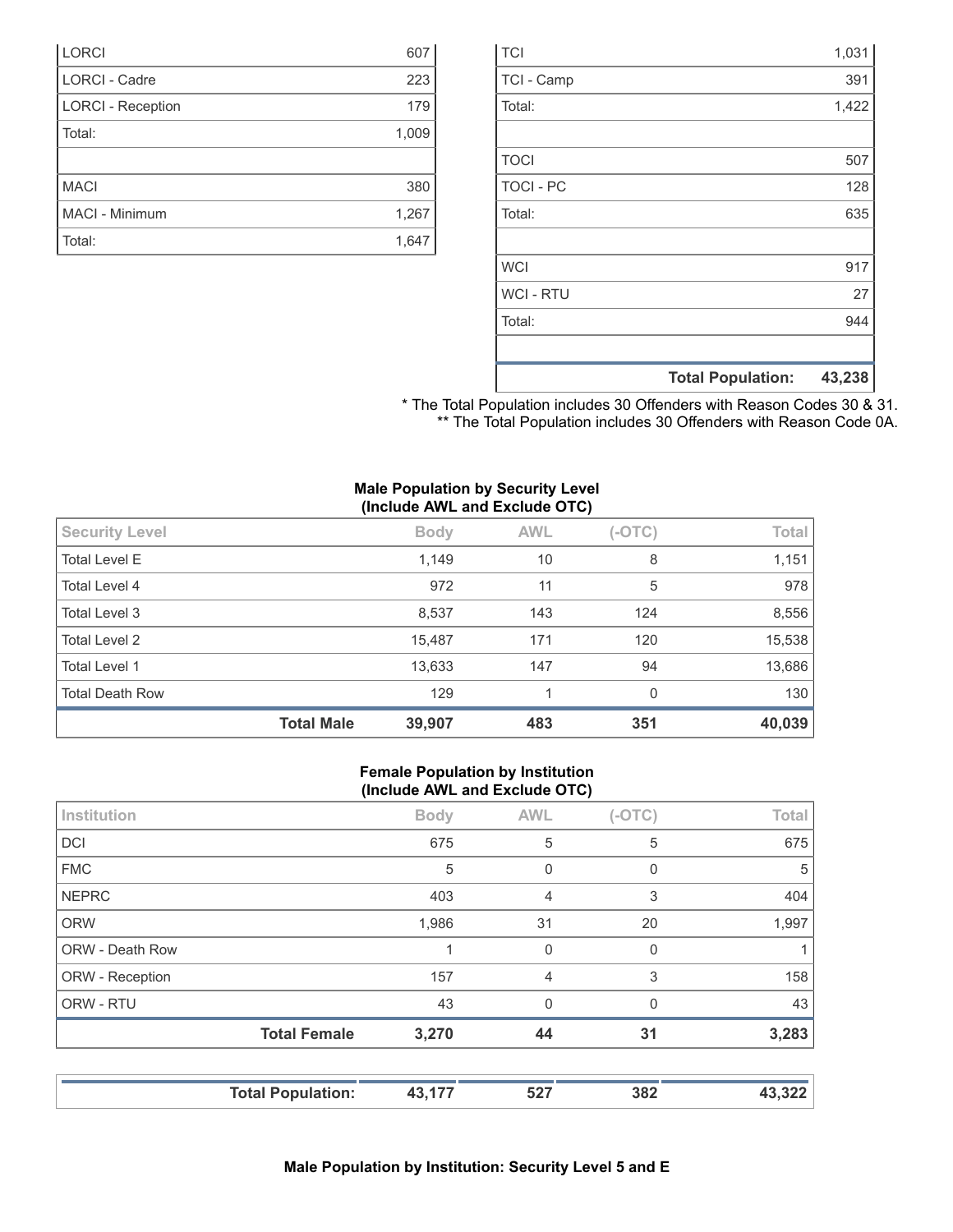| | |
|---|---|
| LORCI | 607 |
| LORCI - Cadre | 223 |
| LORCI - Reception | 179 |
| Total: | 1,009 |
| | |
| MACI | 380 |
| MACI - Minimum | 1,267 |
| Total: | 1,647 |

| | |
|---|---|
| TCI | 1,031 |
| TCI - Camp | 391 |
| Total: | 1,422 |
| | |
| TOCI | 507 |
| TOCI - PC | 128 |
| Total: | 635 |
| | |
| WCI | 917 |
| WCI - RTU | 27 |
| Total: | 944 |
| | |
| **Total Population:** | **43,238** |

\* The Total Population includes 30 Offenders with Reason Codes 30 & 31.
\*\* The Total Population includes 30 Offenders with Reason Code 0A.

**Male Population by Security Level**
**(Include AWL and Exclude OTC)**

| Security Level | Body | AWL | (-OTC) | Total |
|---|---|---|---|---|
| Total Level E | 1,149 | 10 | 8 | 1,151 |
| Total Level 4 | 972 | 11 | 5 | 978 |
| Total Level 3 | 8,537 | 143 | 124 | 8,556 |
| Total Level 2 | 15,487 | 171 | 120 | 15,538 |
| Total Level 1 | 13,633 | 147 | 94 | 13,686 |
| Total Death Row | 129 | 1 | 0 | 130 |
| **Total Male** | **39,907** | **483** | **351** | **40,039** |

**Female Population by Institution**
**(Include AWL and Exclude OTC)**

| Institution | Body | AWL | (-OTC) | Total |
|---|---|---|---|---|
| DCI | 675 | 5 | 5 | 675 |
| FMC | 5 | 0 | 0 | 5 |
| NEPRC | 403 | 4 | 3 | 404 |
| ORW | 1,986 | 31 | 20 | 1,997 |
| ORW - Death Row | 1 | 0 | 0 | 1 |
| ORW - Reception | 157 | 4 | 3 | 158 |
| ORW - RTU | 43 | 0 | 0 | 43 |
| **Total Female** | **3,270** | **44** | **31** | **3,283** |

| | | | | |
|---|---|---|---|---|
| **Total Population:** | **43,177** | **527** | **382** | **43,322** |

**Male Population by Institution: Security Level 5 and E**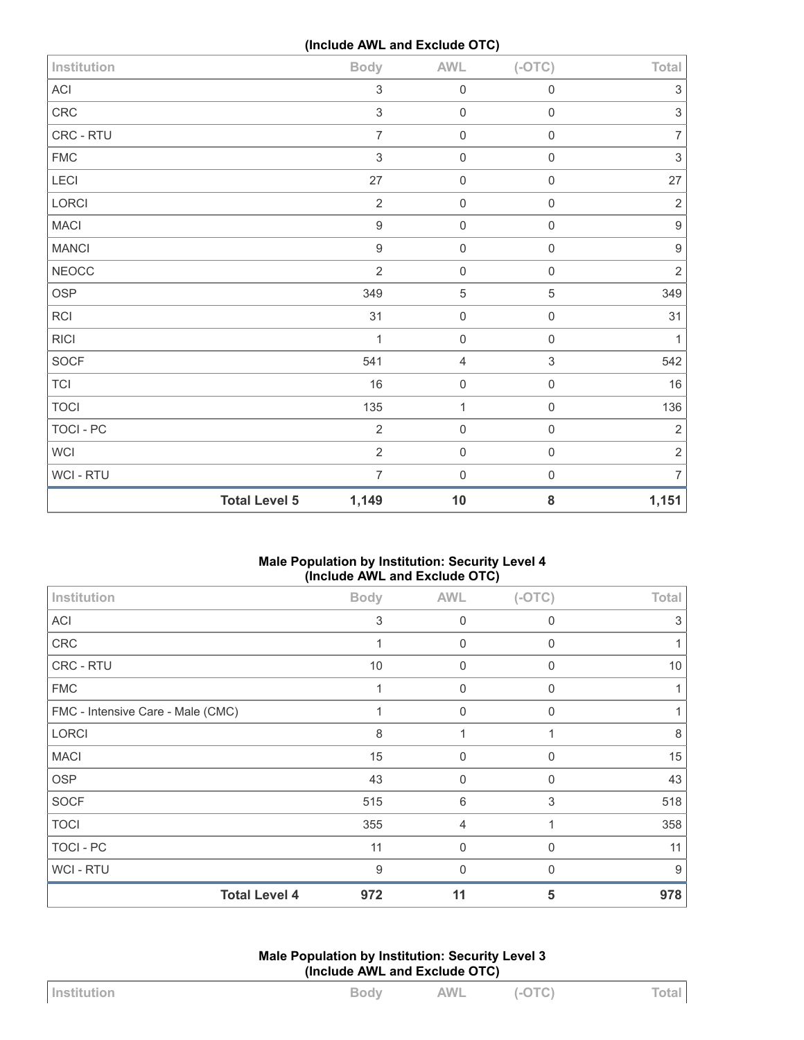(Include AWL and Exclude OTC)

| Institution | Body | AWL | (-OTC) | Total |
|---|---|---|---|---|
| ACI | 3 | 0 | 0 | 3 |
| CRC | 3 | 0 | 0 | 3 |
| CRC - RTU | 7 | 0 | 0 | 7 |
| FMC | 3 | 0 | 0 | 3 |
| LECI | 27 | 0 | 0 | 27 |
| LORCI | 2 | 0 | 0 | 2 |
| MACI | 9 | 0 | 0 | 9 |
| MANCI | 9 | 0 | 0 | 9 |
| NEOCC | 2 | 0 | 0 | 2 |
| OSP | 349 | 5 | 5 | 349 |
| RCI | 31 | 0 | 0 | 31 |
| RICI | 1 | 0 | 0 | 1 |
| SOCF | 541 | 4 | 3 | 542 |
| TCI | 16 | 0 | 0 | 16 |
| TOCI | 135 | 1 | 0 | 136 |
| TOCI - PC | 2 | 0 | 0 | 2 |
| WCI | 2 | 0 | 0 | 2 |
| WCI - RTU | 7 | 0 | 0 | 7 |
| **Total Level 5** | **1,149** | **10** | **8** | **1,151** |

### Male Population by Institution: Security Level 4
(Include AWL and Exclude OTC)

| Institution | Body | AWL | (-OTC) | Total |
|---|---|---|---|---|
| ACI | 3 | 0 | 0 | 3 |
| CRC | 1 | 0 | 0 | 1 |
| CRC - RTU | 10 | 0 | 0 | 10 |
| FMC | 1 | 0 | 0 | 1 |
| FMC - Intensive Care - Male (CMC) | 1 | 0 | 0 | 1 |
| LORCI | 8 | 1 | 1 | 8 |
| MACI | 15 | 0 | 0 | 15 |
| OSP | 43 | 0 | 0 | 43 |
| SOCF | 515 | 6 | 3 | 518 |
| TOCI | 355 | 4 | 1 | 358 |
| TOCI - PC | 11 | 0 | 0 | 11 |
| WCI - RTU | 9 | 0 | 0 | 9 |
| **Total Level 4** | **972** | **11** | **5** | **978** |

### Male Population by Institution: Security Level 3
(Include AWL and Exclude OTC)

| Institution | Body | AWL | (-OTC) | Total |
|---|---|---|---|---|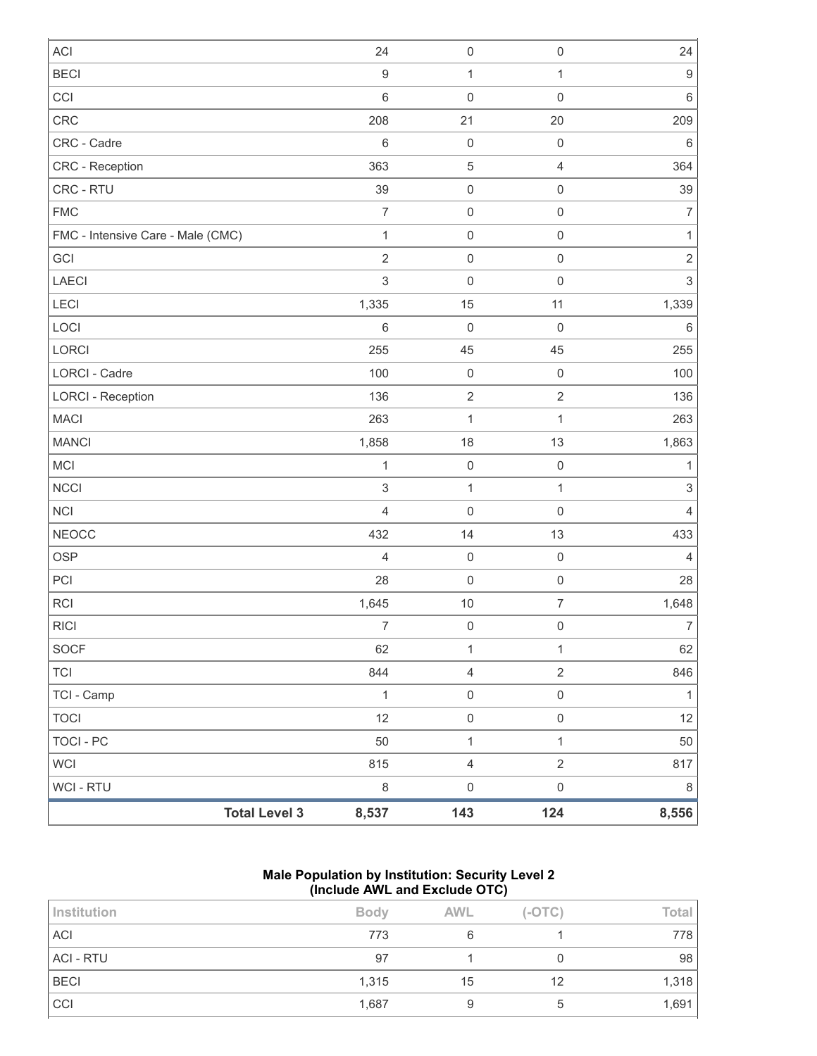| | | | | |
|---|---|---|---|---|
| ACI | 24 | 0 | 0 | 24 |
| BECI | 9 | 1 | 1 | 9 |
| CCI | 6 | 0 | 0 | 6 |
| CRC | 208 | 21 | 20 | 209 |
| CRC - Cadre | 6 | 0 | 0 | 6 |
| CRC - Reception | 363 | 5 | 4 | 364 |
| CRC - RTU | 39 | 0 | 0 | 39 |
| FMC | 7 | 0 | 0 | 7 |
| FMC - Intensive Care - Male (CMC) | 1 | 0 | 0 | 1 |
| GCI | 2 | 0 | 0 | 2 |
| LAECI | 3 | 0 | 0 | 3 |
| LECI | 1,335 | 15 | 11 | 1,339 |
| LOCI | 6 | 0 | 0 | 6 |
| LORCI | 255 | 45 | 45 | 255 |
| LORCI - Cadre | 100 | 0 | 0 | 100 |
| LORCI - Reception | 136 | 2 | 2 | 136 |
| MACI | 263 | 1 | 1 | 263 |
| MANCI | 1,858 | 18 | 13 | 1,863 |
| MCI | 1 | 0 | 0 | 1 |
| NCCI | 3 | 1 | 1 | 3 |
| NCI | 4 | 0 | 0 | 4 |
| NEOCC | 432 | 14 | 13 | 433 |
| OSP | 4 | 0 | 0 | 4 |
| PCI | 28 | 0 | 0 | 28 |
| RCI | 1,645 | 10 | 7 | 1,648 |
| RICI | 7 | 0 | 0 | 7 |
| SOCF | 62 | 1 | 1 | 62 |
| TCI | 844 | 4 | 2 | 846 |
| TCI - Camp | 1 | 0 | 0 | 1 |
| TOCI | 12 | 0 | 0 | 12 |
| TOCI - PC | 50 | 1 | 1 | 50 |
| WCI | 815 | 4 | 2 | 817 |
| WCI - RTU | 8 | 0 | 0 | 8 |
| **Total Level 3** | **8,537** | **143** | **124** | **8,556** |

**Male Population by Institution: Security Level 2**
**(Include AWL and Exclude OTC)**

| Institution | Body | AWL | (-OTC) | Total |
|---|---|---|---|---|
| ACI | 773 | 6 | 1 | 778 |
| ACI - RTU | 97 | 1 | 0 | 98 |
| BECI | 1,315 | 15 | 12 | 1,318 |
| CCI | 1,687 | 9 | 5 | 1,691 |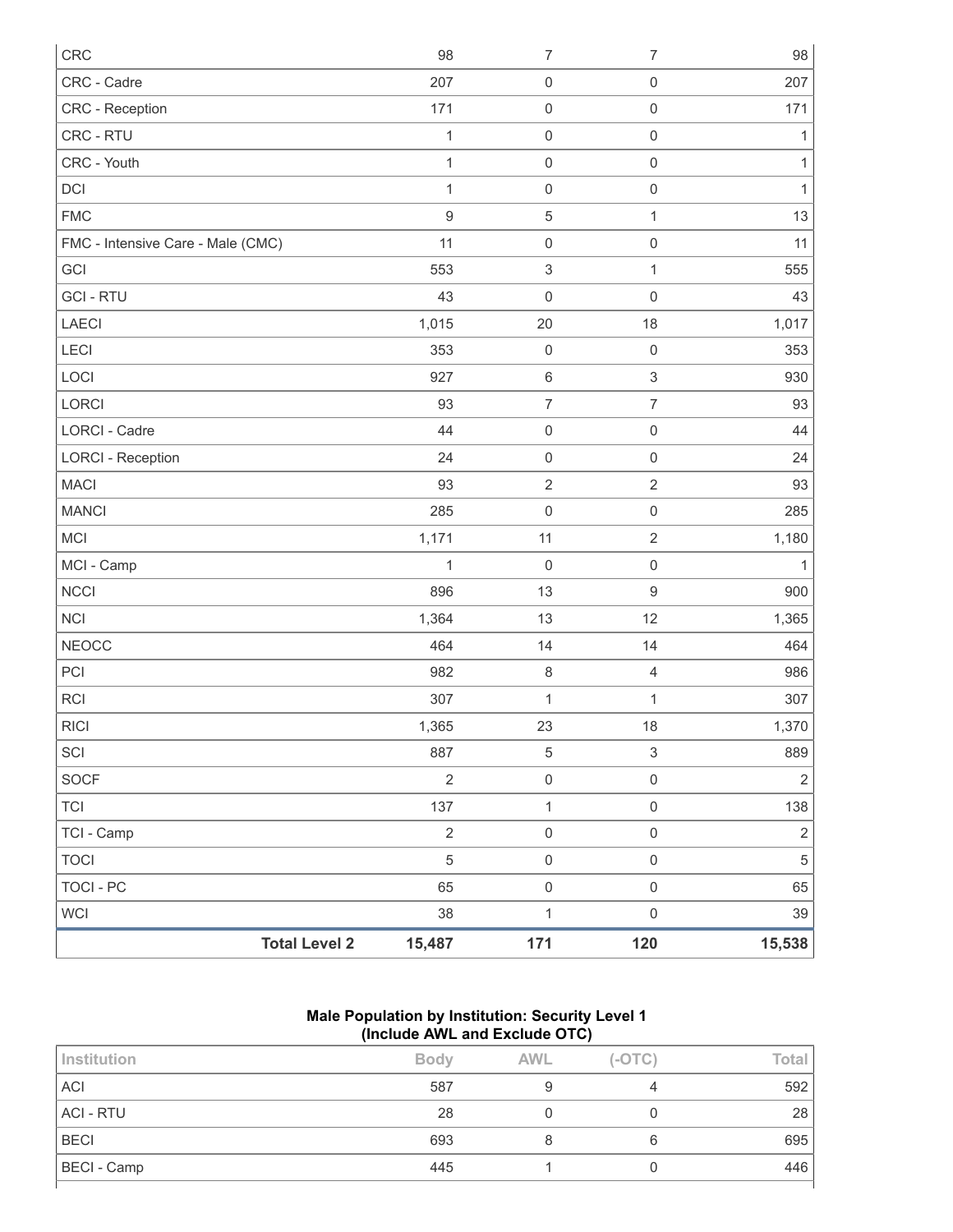| | | | | |
|---|---|---|---|---|
| CRC | | 98 | 7 | 7 | 98 |
| CRC - Cadre | | 207 | 0 | 0 | 207 |
| CRC - Reception | | 171 | 0 | 0 | 171 |
| CRC - RTU | | 1 | 0 | 0 | 1 |
| CRC - Youth | | 1 | 0 | 0 | 1 |
| DCI | | 1 | 0 | 0 | 1 |
| FMC | | 9 | 5 | 1 | 13 |
| FMC - Intensive Care - Male (CMC) | | 11 | 0 | 0 | 11 |
| GCI | | 553 | 3 | 1 | 555 |
| GCI - RTU | | 43 | 0 | 0 | 43 |
| LAECI | | 1,015 | 20 | 18 | 1,017 |
| LECI | | 353 | 0 | 0 | 353 |
| LOCI | | 927 | 6 | 3 | 930 |
| LORCI | | 93 | 7 | 7 | 93 |
| LORCI - Cadre | | 44 | 0 | 0 | 44 |
| LORCI - Reception | | 24 | 0 | 0 | 24 |
| MACI | | 93 | 2 | 2 | 93 |
| MANCI | | 285 | 0 | 0 | 285 |
| MCI | | 1,171 | 11 | 2 | 1,180 |
| MCI - Camp | | 1 | 0 | 0 | 1 |
| NCCI | | 896 | 13 | 9 | 900 |
| NCI | | 1,364 | 13 | 12 | 1,365 |
| NEOCC | | 464 | 14 | 14 | 464 |
| PCI | | 982 | 8 | 4 | 986 |
| RCI | | 307 | 1 | 1 | 307 |
| RICI | | 1,365 | 23 | 18 | 1,370 |
| SCI | | 887 | 5 | 3 | 889 |
| SOCF | | 2 | 0 | 0 | 2 |
| TCI | | 137 | 1 | 0 | 138 |
| TCI - Camp | | 2 | 0 | 0 | 2 |
| TOCI | | 5 | 0 | 0 | 5 |
| TOCI - PC | | 65 | 0 | 0 | 65 |
| WCI | | 38 | 1 | 0 | 39 |
| | **Total Level 2** | **15,487** | **171** | **120** | **15,538** |

**Male Population by Institution: Security Level 1**
**(Include AWL and Exclude OTC)**

| Institution | Body | AWL | (-OTC) | Total |
|---|---|---|---|---|
| ACI | 587 | 9 | 4 | 592 |
| ACI - RTU | 28 | 0 | 0 | 28 |
| BECI | 693 | 8 | 6 | 695 |
| BECI - Camp | 445 | 1 | 0 | 446 |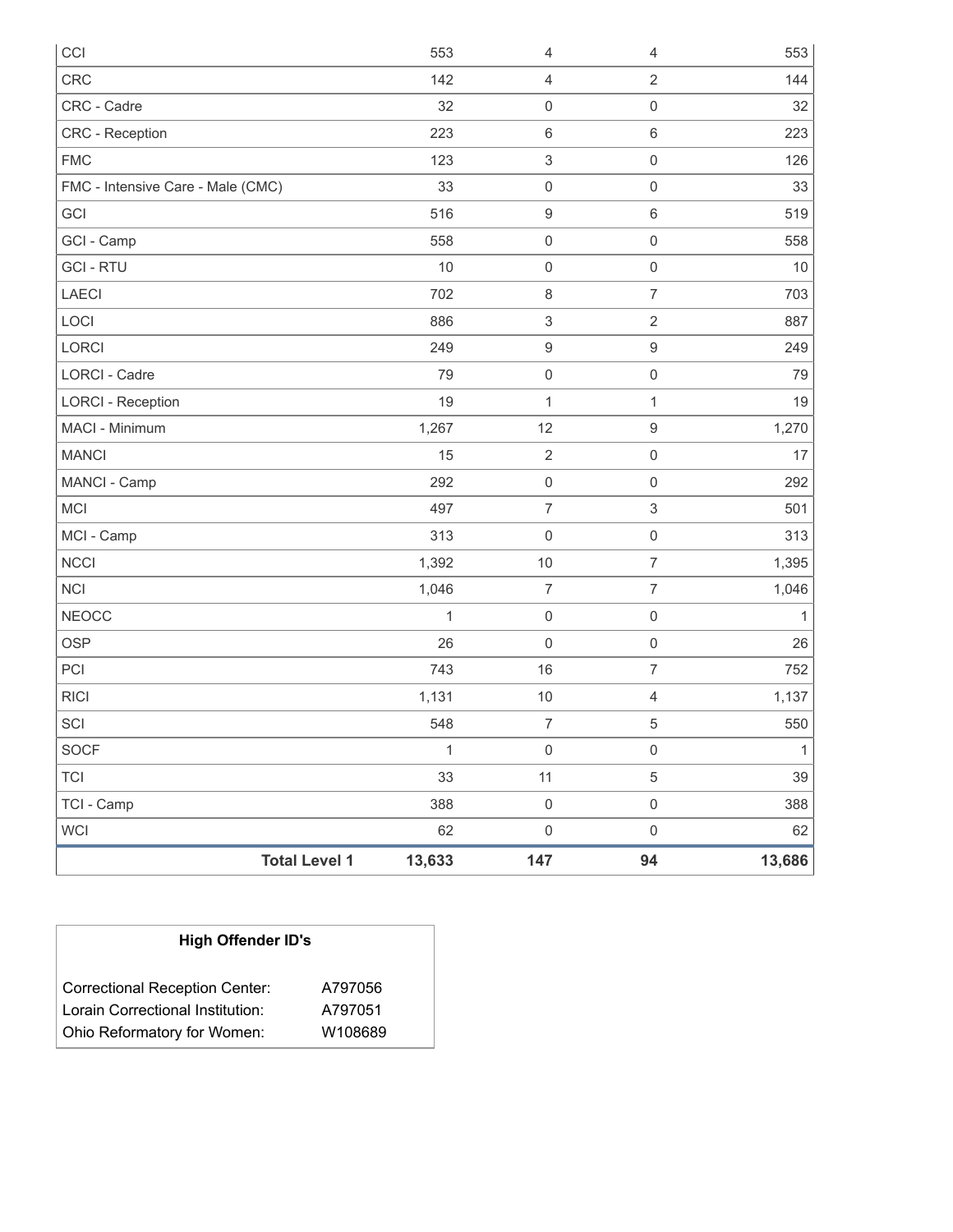| | | | | |
|---|---|---|---|---|
| CCI | 553 | 4 | 4 | 553 |
| CRC | 142 | 4 | 2 | 144 |
| CRC - Cadre | 32 | 0 | 0 | 32 |
| CRC - Reception | 223 | 6 | 6 | 223 |
| FMC | 123 | 3 | 0 | 126 |
| FMC - Intensive Care - Male (CMC) | 33 | 0 | 0 | 33 |
| GCI | 516 | 9 | 6 | 519 |
| GCI - Camp | 558 | 0 | 0 | 558 |
| GCI - RTU | 10 | 0 | 0 | 10 |
| LAECI | 702 | 8 | 7 | 703 |
| LOCI | 886 | 3 | 2 | 887 |
| LORCI | 249 | 9 | 9 | 249 |
| LORCI - Cadre | 79 | 0 | 0 | 79 |
| LORCI - Reception | 19 | 1 | 1 | 19 |
| MACI - Minimum | 1,267 | 12 | 9 | 1,270 |
| MANCI | 15 | 2 | 0 | 17 |
| MANCI - Camp | 292 | 0 | 0 | 292 |
| MCI | 497 | 7 | 3 | 501 |
| MCI - Camp | 313 | 0 | 0 | 313 |
| NCCI | 1,392 | 10 | 7 | 1,395 |
| NCI | 1,046 | 7 | 7 | 1,046 |
| NEOCC | 1 | 0 | 0 | 1 |
| OSP | 26 | 0 | 0 | 26 |
| PCI | 743 | 16 | 7 | 752 |
| RICI | 1,131 | 10 | 4 | 1,137 |
| SCI | 548 | 7 | 5 | 550 |
| SOCF | 1 | 0 | 0 | 1 |
| TCI | 33 | 11 | 5 | 39 |
| TCI - Camp | 388 | 0 | 0 | 388 |
| WCI | 62 | 0 | 0 | 62 |
| **Total Level 1** | **13,633** | **147** | **94** | **13,686** |

**High Offender ID's**

| | |
|---|---|
| Correctional Reception Center: | A797056 |
| Lorain Correctional Institution: | A797051 |
| Ohio Reformatory for Women: | W108689 |